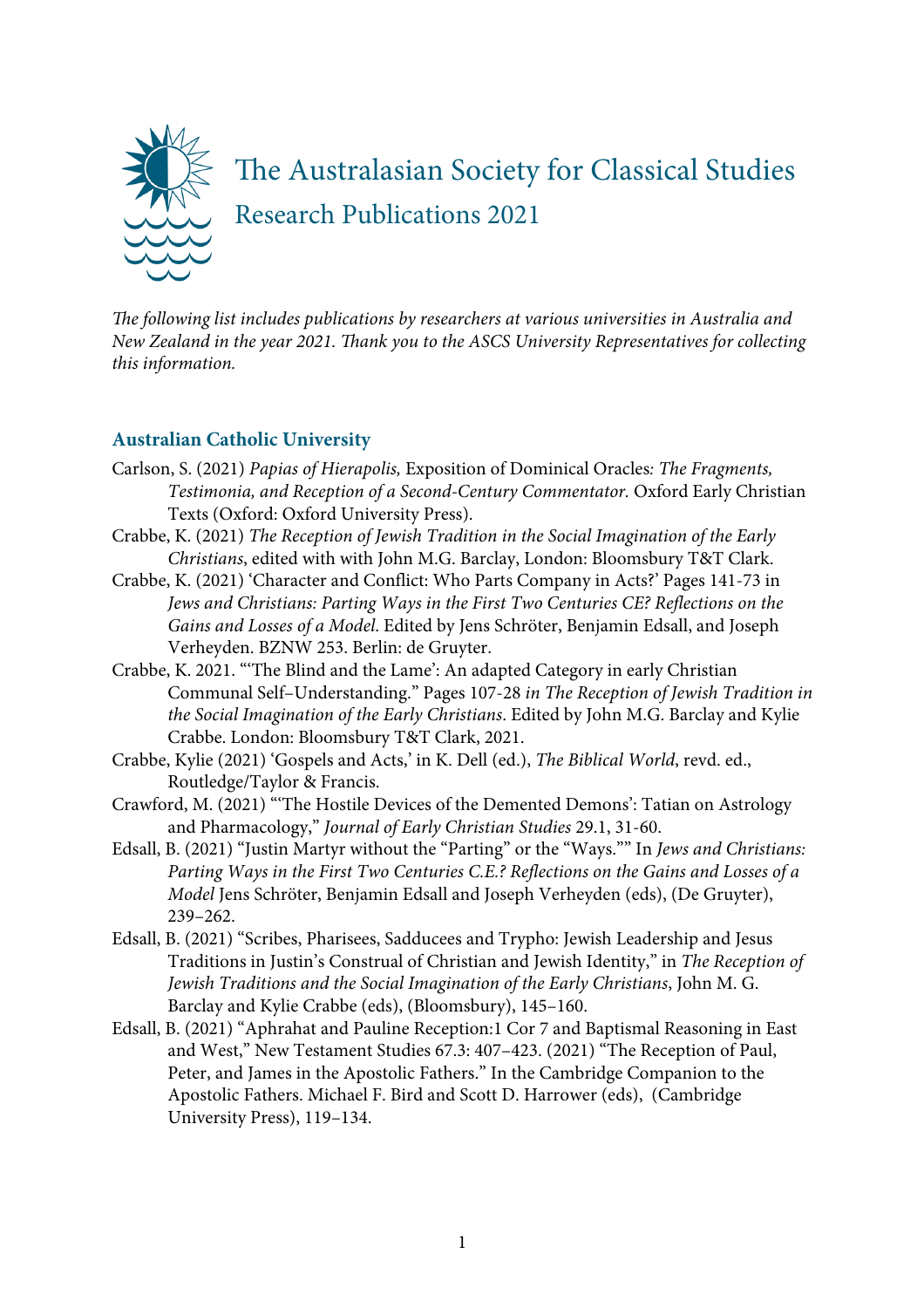# The Australasian Society for Classical Studies

## Research Publications 2021

*The following list includes publications by researchers at various universities in Australia and New Zealand in the year 2021. Thank you to the ASCS University Representatives for collecting this information.*

### Australian Catholic University

Carlson, S. (2021) *Papias of Hierapolis,* Exposition of Dominical Oracles*: The Fragments, Testimonia, and Reception of a Second-Century Commentator.* Oxford Early Christian Texts (Oxford: Oxford University Press).

Crabbe, K. (2021) *The Reception of Jewish Tradition in the Social Imagination of the Early Christians*, edited with with John M.G. Barclay, London: Bloomsbury T&T Clark.

Crabbe, K. (2021) 'Character and Conflict: Who Parts Company in Acts?' Pages 141-73 in *Jews and Christians: Parting Ways in the First Two Centuries CE? Reflections on the Gains and Losses of a Model*. Edited by Jens Schröter, Benjamin Edsall, and Joseph Verheyden. BZNW 253. Berlin: de Gruyter.

Crabbe, K. 2021. "'The Blind and the Lame': An adapted Category in early Christian Communal Self–Understanding." Pages 107-28 *in The Reception of Jewish Tradition in the Social Imagination of the Early Christians*. Edited by John M.G. Barclay and Kylie Crabbe. London: Bloomsbury T&T Clark, 2021.

Crabbe, Kylie (2021) 'Gospels and Acts,' in K. Dell (ed.), *The Biblical World*, revd. ed., Routledge/Taylor & Francis.

Crawford, M. (2021) "'The Hostile Devices of the Demented Demons': Tatian on Astrology and Pharmacology," *Journal of Early Christian Studies* 29.1, 31-60.

Edsall, B. (2021) "Justin Martyr without the "Parting" or the "Ways."" In *Jews and Christians: Parting Ways in the First Two Centuries C.E.? Reflections on the Gains and Losses of a Model* Jens Schröter, Benjamin Edsall and Joseph Verheyden (eds), (De Gruyter), 239–262.

Edsall, B. (2021) "Scribes, Pharisees, Sadducees and Trypho: Jewish Leadership and Jesus Traditions in Justin's Construal of Christian and Jewish Identity," in *The Reception of Jewish Traditions and the Social Imagination of the Early Christians*, John M. G. Barclay and Kylie Crabbe (eds), (Bloomsbury), 145–160.

Edsall, B. (2021) "Aphrahat and Pauline Reception:1 Cor 7 and Baptismal Reasoning in East and West," New Testament Studies 67.3: 407–423. (2021) "The Reception of Paul, Peter, and James in the Apostolic Fathers." In the Cambridge Companion to the Apostolic Fathers. Michael F. Bird and Scott D. Harrower (eds), (Cambridge University Press), 119–134.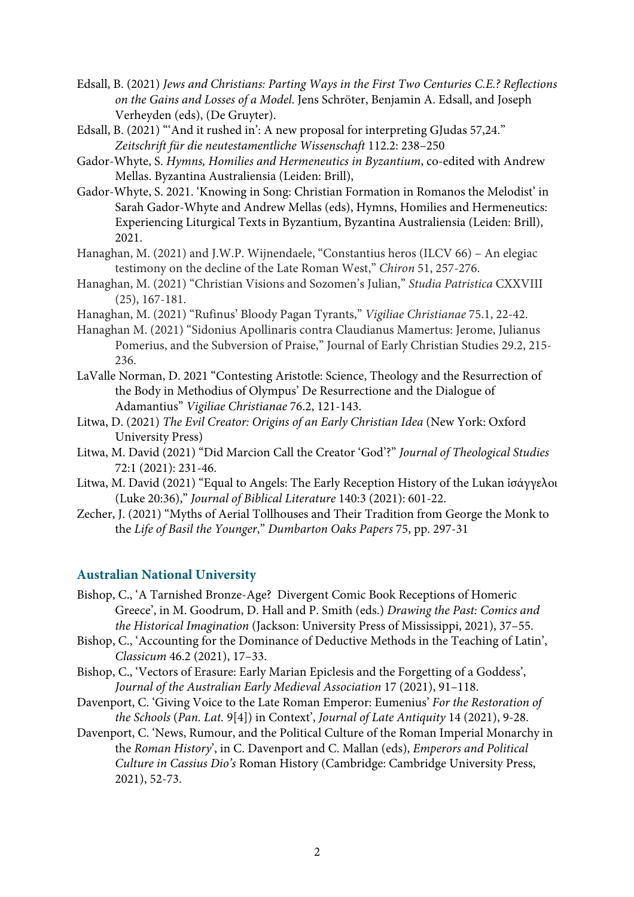Edsall, B. (2021) *Jews and Christians: Parting Ways in the First Two Centuries C.E.? Reflections on the Gains and Losses of a Model*. Jens Schröter, Benjamin A. Edsall, and Joseph Verheyden (eds), (De Gruyter).

Edsall, B. (2021) "'And it rushed in': A new proposal for interpreting GJudas 57,24." *Zeitschrift für die neutestamentliche Wissenschaft* 112.2: 238–250

Gador-Whyte, S. *Hymns, Homilies and Hermeneutics in Byzantium*, co-edited with Andrew Mellas. Byzantina Australiensia (Leiden: Brill),

Gador-Whyte, S. 2021. 'Knowing in Song: Christian Formation in Romanos the Melodist' in Sarah Gador-Whyte and Andrew Mellas (eds), Hymns, Homilies and Hermeneutics: Experiencing Liturgical Texts in Byzantium, Byzantina Australiensia (Leiden: Brill), 2021.

Hanaghan, M. (2021) and J.W.P. Wijnendaele, "Constantius heros (ILCV 66) – An elegiac testimony on the decline of the Late Roman West," *Chiron* 51, 257-276.

Hanaghan, M. (2021) "Christian Visions and Sozomen's Julian," *Studia Patristica* CXXVIII (25), 167-181.

Hanaghan, M. (2021) "Rufinus' Bloody Pagan Tyrants," *Vigiliae Christianae* 75.1, 22-42.

Hanaghan M. (2021) "Sidonius Apollinaris contra Claudianus Mamertus: Jerome, Julianus Pomerius, and the Subversion of Praise," Journal of Early Christian Studies 29.2, 215-236.

LaValle Norman, D. 2021 "Contesting Aristotle: Science, Theology and the Resurrection of the Body in Methodius of Olympus' De Resurrectione and the Dialogue of Adamantius" *Vigiliae Christianae* 76.2, 121-143.

Litwa, D. (2021) *The Evil Creator: Origins of an Early Christian Idea* (New York: Oxford University Press)

Litwa, M. David (2021) "Did Marcion Call the Creator 'God'?" *Journal of Theological Studies* 72:1 (2021): 231-46.

Litwa, M. David (2021) "Equal to Angels: The Early Reception History of the Lukan ἰσάγγελοι (Luke 20:36)," *Journal of Biblical Literature* 140:3 (2021): 601-22.

Zecher, J. (2021) "Myths of Aerial Tollhouses and Their Tradition from George the Monk to the *Life of Basil the Younger*," *Dumbarton Oaks Papers* 75, pp. 297-31

## Australian National University

Bishop, C., 'A Tarnished Bronze-Age? Divergent Comic Book Receptions of Homeric Greece', in M. Goodrum, D. Hall and P. Smith (eds.) *Drawing the Past: Comics and the Historical Imagination* (Jackson: University Press of Mississippi, 2021), 37–55.

Bishop, C., 'Accounting for the Dominance of Deductive Methods in the Teaching of Latin', *Classicum* 46.2 (2021), 17–33.

Bishop, C., 'Vectors of Erasure: Early Marian Epiclesis and the Forgetting of a Goddess', *Journal of the Australian Early Medieval Association* 17 (2021), 91–118.

Davenport, C. 'Giving Voice to the Late Roman Emperor: Eumenius' *For the Restoration of the Schools* (*Pan. Lat.* 9[4]) in Context', *Journal of Late Antiquity* 14 (2021), 9-28.

Davenport, C. 'News, Rumour, and the Political Culture of the Roman Imperial Monarchy in the *Roman History*', in C. Davenport and C. Mallan (eds), *Emperors and Political Culture in Cassius Dio's* Roman History (Cambridge: Cambridge University Press, 2021), 52-73.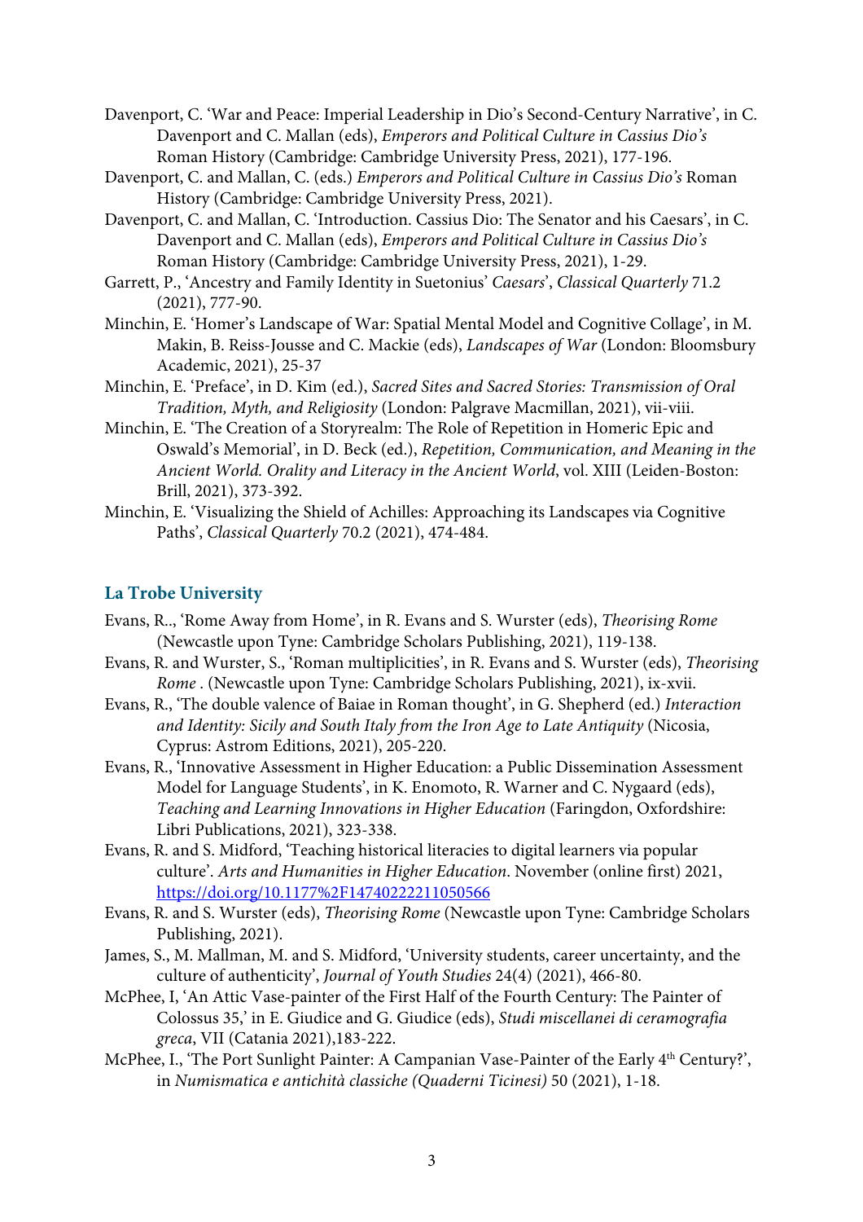Davenport, C. 'War and Peace: Imperial Leadership in Dio's Second-Century Narrative', in C. Davenport and C. Mallan (eds), *Emperors and Political Culture in Cassius Dio's* Roman History (Cambridge: Cambridge University Press, 2021), 177-196.

Davenport, C. and Mallan, C. (eds.) *Emperors and Political Culture in Cassius Dio's* Roman History (Cambridge: Cambridge University Press, 2021).

Davenport, C. and Mallan, C. 'Introduction. Cassius Dio: The Senator and his Caesars', in C. Davenport and C. Mallan (eds), *Emperors and Political Culture in Cassius Dio's* Roman History (Cambridge: Cambridge University Press, 2021), 1-29.

Garrett, P., 'Ancestry and Family Identity in Suetonius' *Caesars*', *Classical Quarterly* 71.2 (2021), 777-90.

Minchin, E. 'Homer's Landscape of War: Spatial Mental Model and Cognitive Collage', in M. Makin, B. Reiss-Jousse and C. Mackie (eds), *Landscapes of War* (London: Bloomsbury Academic, 2021), 25-37

Minchin, E. 'Preface', in D. Kim (ed.), *Sacred Sites and Sacred Stories: Transmission of Oral Tradition, Myth, and Religiosity* (London: Palgrave Macmillan, 2021), vii-viii.

Minchin, E. 'The Creation of a Storyrealm: The Role of Repetition in Homeric Epic and Oswald's Memorial', in D. Beck (ed.), *Repetition, Communication, and Meaning in the Ancient World. Orality and Literacy in the Ancient World*, vol. XIII (Leiden-Boston: Brill, 2021), 373-392.

Minchin, E. 'Visualizing the Shield of Achilles: Approaching its Landscapes via Cognitive Paths', *Classical Quarterly* 70.2 (2021), 474-484.

## La Trobe University

Evans, R.., 'Rome Away from Home', in R. Evans and S. Wurster (eds), *Theorising Rome* (Newcastle upon Tyne: Cambridge Scholars Publishing, 2021), 119-138.

Evans, R. and Wurster, S., 'Roman multiplicities', in R. Evans and S. Wurster (eds), *Theorising Rome* . (Newcastle upon Tyne: Cambridge Scholars Publishing, 2021), ix-xvii.

Evans, R., 'The double valence of Baiae in Roman thought', in G. Shepherd (ed.) *Interaction and Identity: Sicily and South Italy from the Iron Age to Late Antiquity* (Nicosia, Cyprus: Astrom Editions, 2021), 205-220.

Evans, R., 'Innovative Assessment in Higher Education: a Public Dissemination Assessment Model for Language Students', in K. Enomoto, R. Warner and C. Nygaard (eds), *Teaching and Learning Innovations in Higher Education* (Faringdon, Oxfordshire: Libri Publications, 2021), 323-338.

Evans, R. and S. Midford, 'Teaching historical literacies to digital learners via popular culture'. *Arts and Humanities in Higher Education*. November (online first) 2021, https://doi.org/10.1177%2F14740222211050566

Evans, R. and S. Wurster (eds), *Theorising Rome* (Newcastle upon Tyne: Cambridge Scholars Publishing, 2021).

James, S., M. Mallman, M. and S. Midford, 'University students, career uncertainty, and the culture of authenticity', *Journal of Youth Studies* 24(4) (2021), 466-80.

McPhee, I, 'An Attic Vase-painter of the First Half of the Fourth Century: The Painter of Colossus 35,' in E. Giudice and G. Giudice (eds), *Studi miscellanei di ceramografia greca*, VII (Catania 2021),183-222.

McPhee, I., 'The Port Sunlight Painter: A Campanian Vase-Painter of the Early 4th Century?', in *Numismatica e antichità classiche (Quaderni Ticinesi)* 50 (2021), 1-18.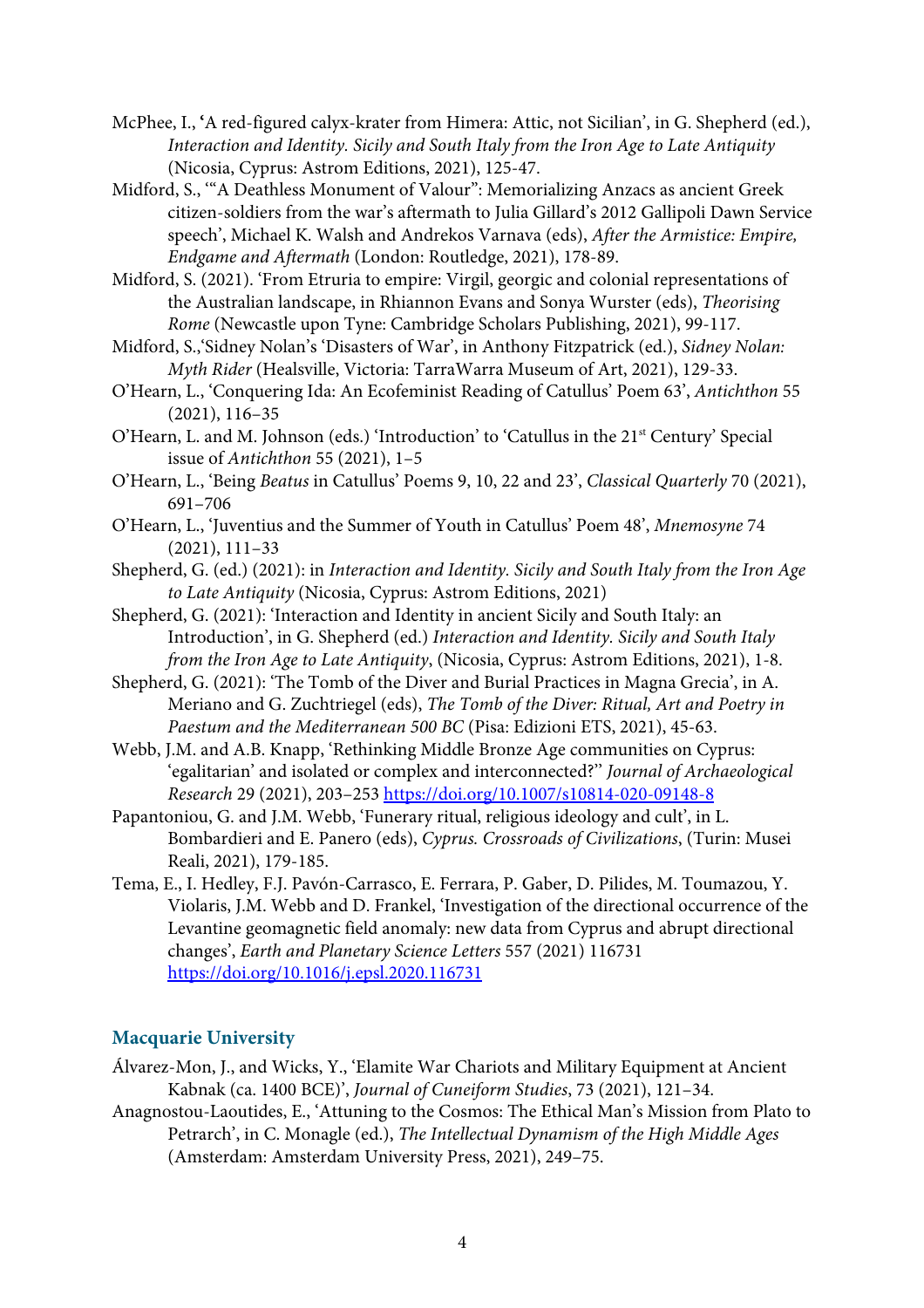McPhee, I., **'**A red-figured calyx-krater from Himera: Attic, not Sicilian', in G. Shepherd (ed.), *Interaction and Identity. Sicily and South Italy from the Iron Age to Late Antiquity* (Nicosia, Cyprus: Astrom Editions, 2021), 125-47.

Midford, S., '"A Deathless Monument of Valour": Memorializing Anzacs as ancient Greek citizen-soldiers from the war's aftermath to Julia Gillard's 2012 Gallipoli Dawn Service speech', Michael K. Walsh and Andrekos Varnava (eds), *After the Armistice: Empire, Endgame and Aftermath* (London: Routledge, 2021), 178-89.

Midford, S. (2021). 'From Etruria to empire: Virgil, georgic and colonial representations of the Australian landscape, in Rhiannon Evans and Sonya Wurster (eds), *Theorising Rome* (Newcastle upon Tyne: Cambridge Scholars Publishing, 2021), 99-117.

Midford, S.,'Sidney Nolan's 'Disasters of War', in Anthony Fitzpatrick (ed.), *Sidney Nolan: Myth Rider* (Healsville, Victoria: TarraWarra Museum of Art, 2021), 129-33.

O'Hearn, L., 'Conquering Ida: An Ecofeminist Reading of Catullus' Poem 63', *Antichthon* 55 (2021), 116–35

O'Hearn, L. and M. Johnson (eds.) 'Introduction' to 'Catullus in the 21st Century' Special issue of *Antichthon* 55 (2021), 1–5

O'Hearn, L., 'Being *Beatus* in Catullus' Poems 9, 10, 22 and 23', *Classical Quarterly* 70 (2021), 691–706

O'Hearn, L., 'Juventius and the Summer of Youth in Catullus' Poem 48', *Mnemosyne* 74 (2021), 111–33

Shepherd, G. (ed.) (2021): in *Interaction and Identity. Sicily and South Italy from the Iron Age to Late Antiquity* (Nicosia, Cyprus: Astrom Editions, 2021)

Shepherd, G. (2021): 'Interaction and Identity in ancient Sicily and South Italy: an Introduction', in G. Shepherd (ed.) *Interaction and Identity. Sicily and South Italy from the Iron Age to Late Antiquity*, (Nicosia, Cyprus: Astrom Editions, 2021), 1-8.

Shepherd, G. (2021): 'The Tomb of the Diver and Burial Practices in Magna Grecia', in A. Meriano and G. Zuchtriegel (eds), *The Tomb of the Diver: Ritual, Art and Poetry in Paestum and the Mediterranean 500 BC* (Pisa: Edizioni ETS, 2021), 45-63.

Webb, J.M. and A.B. Knapp, 'Rethinking Middle Bronze Age communities on Cyprus: 'egalitarian' and isolated or complex and interconnected?' *Journal of Archaeological Research* 29 (2021), 203–253 https://doi.org/10.1007/s10814-020-09148-8

Papantoniou, G. and J.M. Webb, 'Funerary ritual, religious ideology and cult', in L. Bombardieri and E. Panero (eds), *Cyprus. Crossroads of Civilizations*, (Turin: Musei Reali, 2021), 179-185.

Tema, E., I. Hedley, F.J. Pavón-Carrasco, E. Ferrara, P. Gaber, D. Pilides, M. Toumazou, Y. Violaris, J.M. Webb and D. Frankel, 'Investigation of the directional occurrence of the Levantine geomagnetic field anomaly: new data from Cyprus and abrupt directional changes', *Earth and Planetary Science Letters* 557 (2021) 116731 https://doi.org/10.1016/j.epsl.2020.116731

## Macquarie University

Álvarez-Mon, J., and Wicks, Y., 'Elamite War Chariots and Military Equipment at Ancient Kabnak (ca. 1400 BCE)', *Journal of Cuneiform Studies*, 73 (2021), 121–34.

Anagnostou-Laoutides, E., 'Attuning to the Cosmos: The Ethical Man's Mission from Plato to Petrarch', in C. Monagle (ed.), *The Intellectual Dynamism of the High Middle Ages* (Amsterdam: Amsterdam University Press, 2021), 249–75.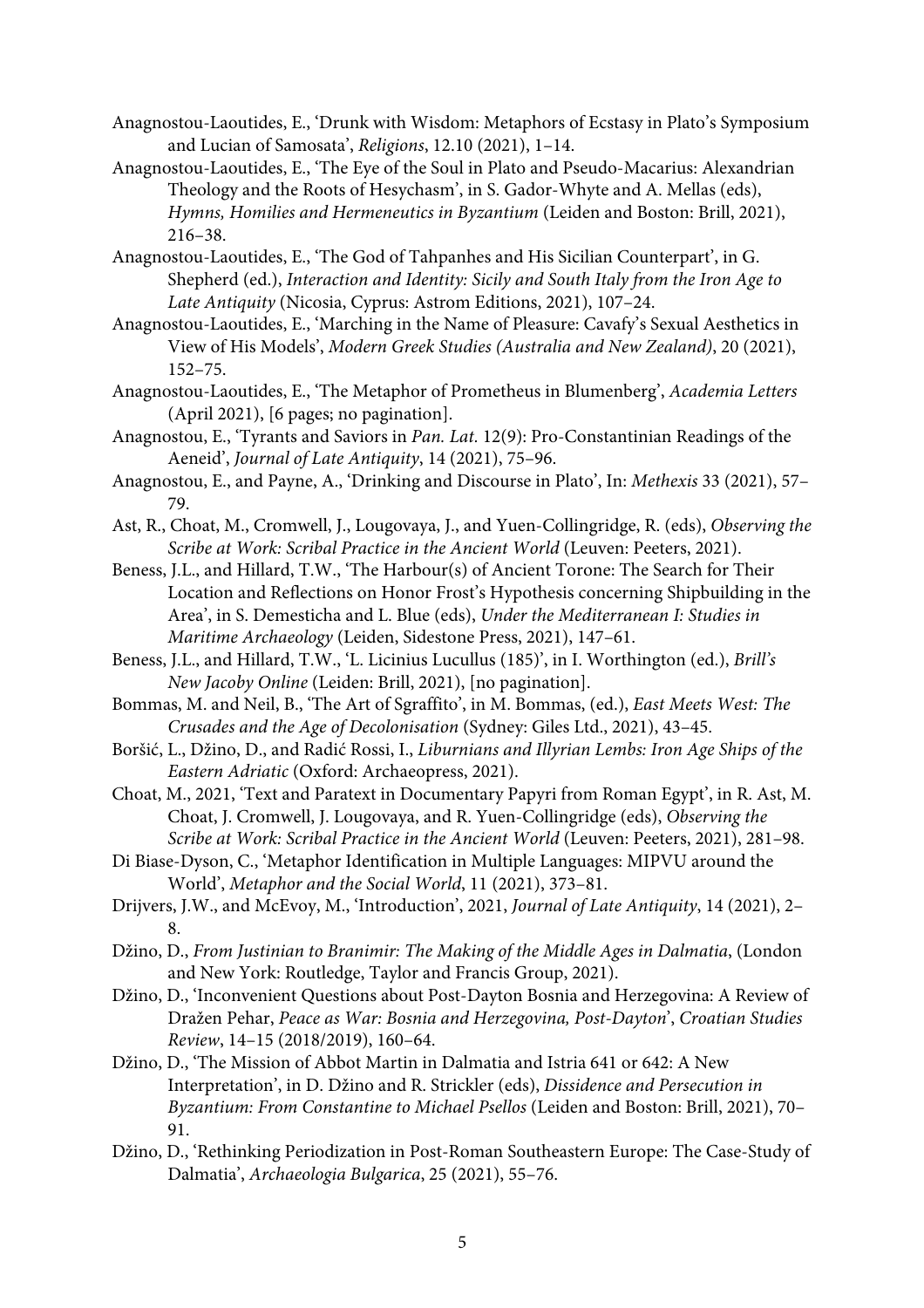Anagnostou-Laoutides, E., 'Drunk with Wisdom: Metaphors of Ecstasy in Plato's Symposium and Lucian of Samosata', *Religions*, 12.10 (2021), 1–14.

Anagnostou-Laoutides, E., 'The Eye of the Soul in Plato and Pseudo-Macarius: Alexandrian Theology and the Roots of Hesychasm', in S. Gador-Whyte and A. Mellas (eds), *Hymns, Homilies and Hermeneutics in Byzantium* (Leiden and Boston: Brill, 2021), 216–38.

Anagnostou-Laoutides, E., 'The God of Tahpanhes and His Sicilian Counterpart', in G. Shepherd (ed.), *Interaction and Identity: Sicily and South Italy from the Iron Age to Late Antiquity* (Nicosia, Cyprus: Astrom Editions, 2021), 107–24.

Anagnostou-Laoutides, E., 'Marching in the Name of Pleasure: Cavafy's Sexual Aesthetics in View of His Models', *Modern Greek Studies (Australia and New Zealand)*, 20 (2021), 152–75.

Anagnostou-Laoutides, E., 'The Metaphor of Prometheus in Blumenberg', *Academia Letters* (April 2021), [6 pages; no pagination].

Anagnostou, E., 'Tyrants and Saviors in *Pan. Lat.* 12(9): Pro-Constantinian Readings of the Aeneid', *Journal of Late Antiquity*, 14 (2021), 75–96.

Anagnostou, E., and Payne, A., 'Drinking and Discourse in Plato', In: *Methexis* 33 (2021), 57–79.

Ast, R., Choat, M., Cromwell, J., Lougovaya, J., and Yuen-Collingridge, R. (eds), *Observing the Scribe at Work: Scribal Practice in the Ancient World* (Leuven: Peeters, 2021).

Beness, J.L., and Hillard, T.W., 'The Harbour(s) of Ancient Torone: The Search for Their Location and Reflections on Honor Frost's Hypothesis concerning Shipbuilding in the Area', in S. Demesticha and L. Blue (eds), *Under the Mediterranean I: Studies in Maritime Archaeology* (Leiden, Sidestone Press, 2021), 147–61.

Beness, J.L., and Hillard, T.W., 'L. Licinius Lucullus (185)', in I. Worthington (ed.), *Brill's New Jacoby Online* (Leiden: Brill, 2021), [no pagination].

Bommas, M. and Neil, B., 'The Art of Sgraffito', in M. Bommas, (ed.), *East Meets West: The Crusades and the Age of Decolonisation* (Sydney: Giles Ltd., 2021), 43–45.

Boršić, L., Džino, D., and Radić Rossi, I., *Liburnians and Illyrian Lembs: Iron Age Ships of the Eastern Adriatic* (Oxford: Archaeopress, 2021).

Choat, M., 2021, 'Text and Paratext in Documentary Papyri from Roman Egypt', in R. Ast, M. Choat, J. Cromwell, J. Lougovaya, and R. Yuen-Collingridge (eds), *Observing the Scribe at Work: Scribal Practice in the Ancient World* (Leuven: Peeters, 2021), 281–98.

Di Biase-Dyson, C., 'Metaphor Identification in Multiple Languages: MIPVU around the World', *Metaphor and the Social World*, 11 (2021), 373–81.

Drijvers, J.W., and McEvoy, M., 'Introduction', 2021, *Journal of Late Antiquity*, 14 (2021), 2–8.

Džino, D., *From Justinian to Branimir: The Making of the Middle Ages in Dalmatia*, (London and New York: Routledge, Taylor and Francis Group, 2021).

Džino, D., 'Inconvenient Questions about Post-Dayton Bosnia and Herzegovina: A Review of Dražen Pehar, *Peace as War: Bosnia and Herzegovina, Post-Dayton*', *Croatian Studies Review*, 14–15 (2018/2019), 160–64.

Džino, D., 'The Mission of Abbot Martin in Dalmatia and Istria 641 or 642: A New Interpretation', in D. Džino and R. Strickler (eds), *Dissidence and Persecution in Byzantium: From Constantine to Michael Psellos* (Leiden and Boston: Brill, 2021), 70–91.

Džino, D., 'Rethinking Periodization in Post-Roman Southeastern Europe: The Case-Study of Dalmatia', *Archaeologia Bulgarica*, 25 (2021), 55–76.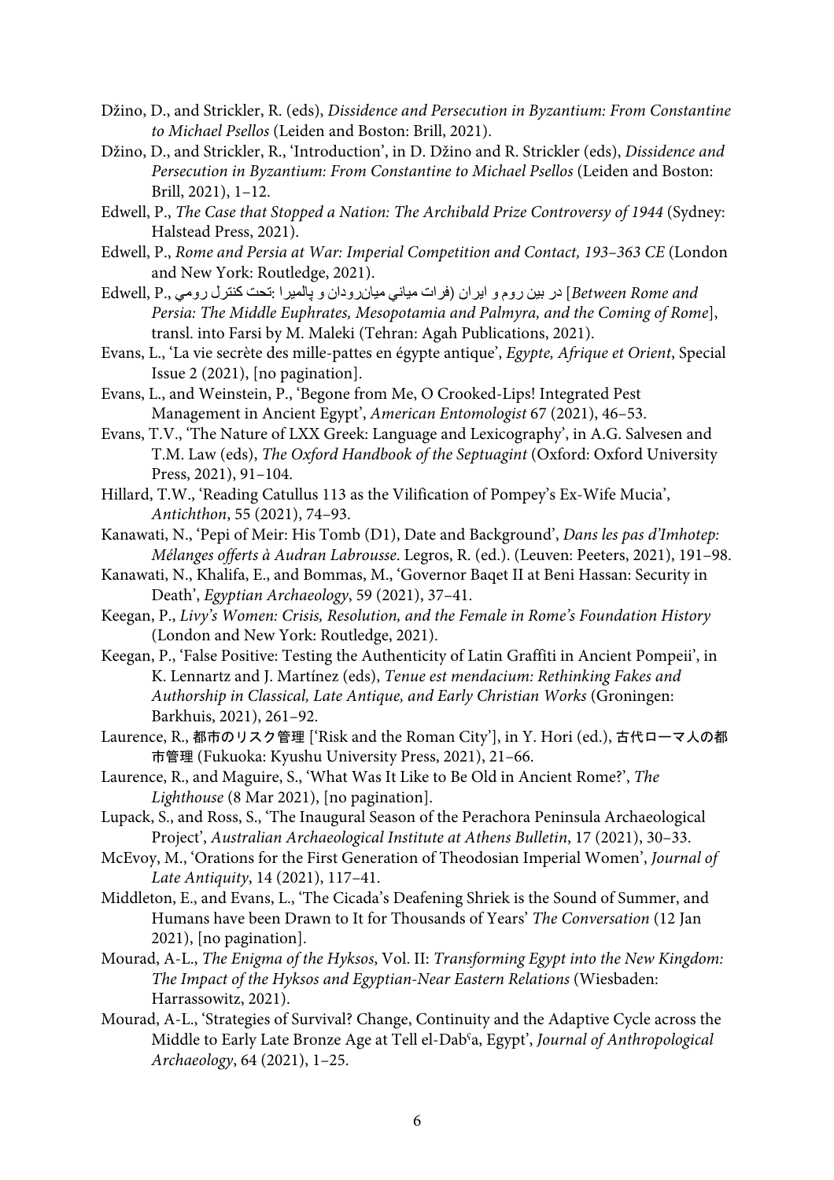Džino, D., and Strickler, R. (eds), *Dissidence and Persecution in Byzantium: From Constantine to Michael Psellos* (Leiden and Boston: Brill, 2021).

Džino, D., and Strickler, R., 'Introduction', in D. Džino and R. Strickler (eds), *Dissidence and Persecution in Byzantium: From Constantine to Michael Psellos* (Leiden and Boston: Brill, 2021), 1–12.

Edwell, P., *The Case that Stopped a Nation: The Archibald Prize Controversy of 1944* (Sydney: Halstead Press, 2021).

Edwell, P., *Rome and Persia at War: Imperial Competition and Contact, 193–363 CE* (London and New York: Routledge, 2021).

Edwell, P., در بین روم و ایران (فرات میانی میان‌رودان و پالمیرا :تحت کنترل رومی [*Between Rome and Persia: The Middle Euphrates, Mesopotamia and Palmyra, and the Coming of Rome*], transl. into Farsi by M. Maleki (Tehran: Agah Publications, 2021).

Evans, L., 'La vie secrète des mille-pattes en égypte antique', *Egypte, Afrique et Orient*, Special Issue 2 (2021), [no pagination].

Evans, L., and Weinstein, P., 'Begone from Me, O Crooked-Lips! Integrated Pest Management in Ancient Egypt', *American Entomologist* 67 (2021), 46–53.

Evans, T.V., 'The Nature of LXX Greek: Language and Lexicography', in A.G. Salvesen and T.M. Law (eds), *The Oxford Handbook of the Septuagint* (Oxford: Oxford University Press, 2021), 91–104.

Hillard, T.W., 'Reading Catullus 113 as the Vilification of Pompey's Ex-Wife Mucia', *Antichthon*, 55 (2021), 74–93.

Kanawati, N., 'Pepi of Meir: His Tomb (D1), Date and Background', *Dans les pas d'Imhotep: Mélanges offerts à Audran Labrousse*. Legros, R. (ed.). (Leuven: Peeters, 2021), 191–98.

Kanawati, N., Khalifa, E., and Bommas, M., 'Governor Baqet II at Beni Hassan: Security in Death', *Egyptian Archaeology*, 59 (2021), 37–41.

Keegan, P., *Livy's Women: Crisis, Resolution, and the Female in Rome's Foundation History* (London and New York: Routledge, 2021).

Keegan, P., 'False Positive: Testing the Authenticity of Latin Graffiti in Ancient Pompeii', in K. Lennartz and J. Martínez (eds), *Tenue est mendacium: Rethinking Fakes and Authorship in Classical, Late Antique, and Early Christian Works* (Groningen: Barkhuis, 2021), 261–92.

Laurence, R., 都市のリスク管理 ['Risk and the Roman City'], in Y. Hori (ed.), 古代ローマ人の都市管理 (Fukuoka: Kyushu University Press, 2021), 21–66.

Laurence, R., and Maguire, S., 'What Was It Like to Be Old in Ancient Rome?', *The Lighthouse* (8 Mar 2021), [no pagination].

Lupack, S., and Ross, S., 'The Inaugural Season of the Perachora Peninsula Archaeological Project', *Australian Archaeological Institute at Athens Bulletin*, 17 (2021), 30–33.

McEvoy, M., 'Orations for the First Generation of Theodosian Imperial Women', *Journal of Late Antiquity*, 14 (2021), 117–41.

Middleton, E., and Evans, L., 'The Cicada's Deafening Shriek is the Sound of Summer, and Humans have been Drawn to It for Thousands of Years' *The Conversation* (12 Jan 2021), [no pagination].

Mourad, A-L., *The Enigma of the Hyksos*, Vol. II: *Transforming Egypt into the New Kingdom: The Impact of the Hyksos and Egyptian-Near Eastern Relations* (Wiesbaden: Harrassowitz, 2021).

Mourad, A-L., 'Strategies of Survival? Change, Continuity and the Adaptive Cycle across the Middle to Early Late Bronze Age at Tell el-Dabʿa, Egypt', *Journal of Anthropological Archaeology*, 64 (2021), 1–25.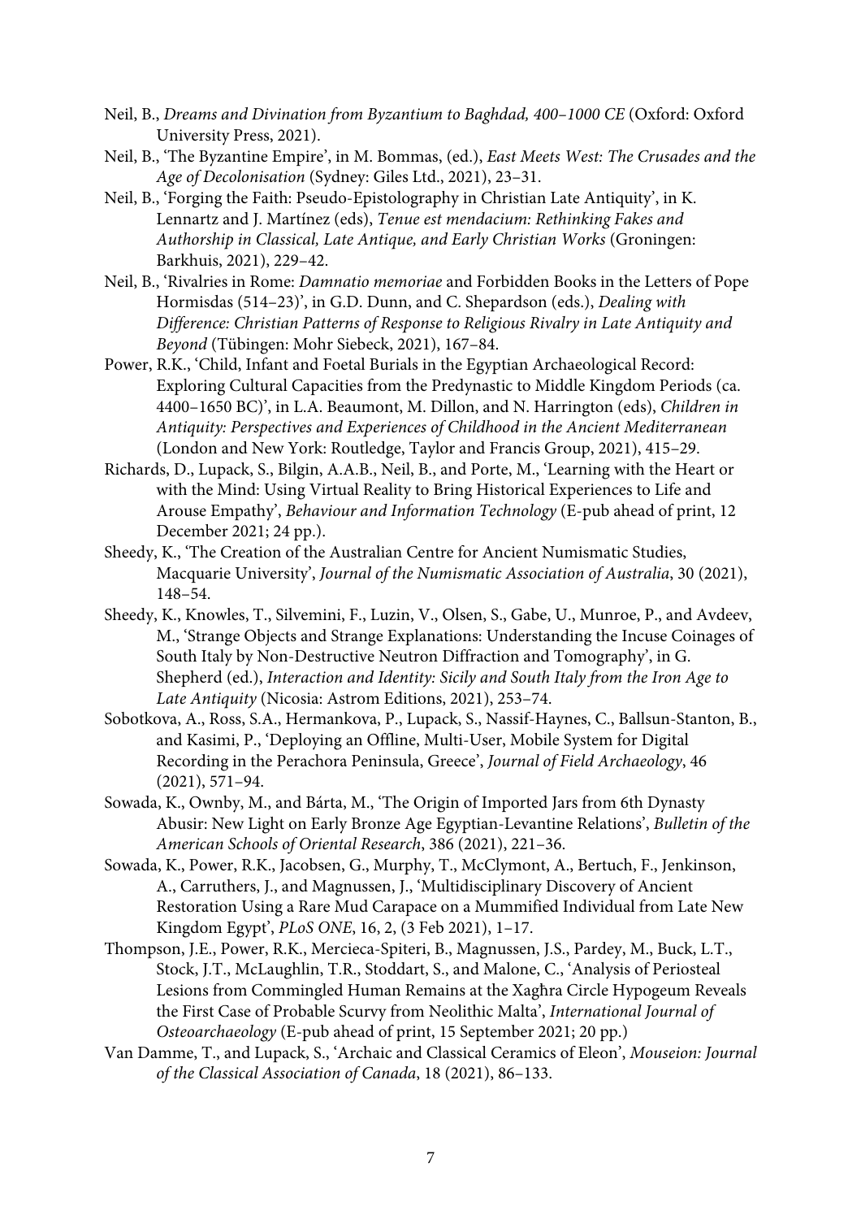Neil, B., *Dreams and Divination from Byzantium to Baghdad, 400–1000 CE* (Oxford: Oxford University Press, 2021).

Neil, B., 'The Byzantine Empire', in M. Bommas, (ed.), *East Meets West: The Crusades and the Age of Decolonisation* (Sydney: Giles Ltd., 2021), 23–31.

Neil, B., 'Forging the Faith: Pseudo-Epistolography in Christian Late Antiquity', in K. Lennartz and J. Martínez (eds), *Tenue est mendacium: Rethinking Fakes and Authorship in Classical, Late Antique, and Early Christian Works* (Groningen: Barkhuis, 2021), 229–42.

Neil, B., 'Rivalries in Rome: *Damnatio memoriae* and Forbidden Books in the Letters of Pope Hormisdas (514–23)', in G.D. Dunn, and C. Shepardson (eds.), *Dealing with Difference: Christian Patterns of Response to Religious Rivalry in Late Antiquity and Beyond* (Tübingen: Mohr Siebeck, 2021), 167–84.

Power, R.K., 'Child, Infant and Foetal Burials in the Egyptian Archaeological Record: Exploring Cultural Capacities from the Predynastic to Middle Kingdom Periods (ca. 4400–1650 BC)', in L.A. Beaumont, M. Dillon, and N. Harrington (eds), *Children in Antiquity: Perspectives and Experiences of Childhood in the Ancient Mediterranean* (London and New York: Routledge, Taylor and Francis Group, 2021), 415–29.

Richards, D., Lupack, S., Bilgin, A.A.B., Neil, B., and Porte, M., 'Learning with the Heart or with the Mind: Using Virtual Reality to Bring Historical Experiences to Life and Arouse Empathy', *Behaviour and Information Technology* (E-pub ahead of print, 12 December 2021; 24 pp.).

Sheedy, K., 'The Creation of the Australian Centre for Ancient Numismatic Studies, Macquarie University', *Journal of the Numismatic Association of Australia*, 30 (2021), 148–54.

Sheedy, K., Knowles, T., Silvemini, F., Luzin, V., Olsen, S., Gabe, U., Munroe, P., and Avdeev, M., 'Strange Objects and Strange Explanations: Understanding the Incuse Coinages of South Italy by Non-Destructive Neutron Diffraction and Tomography', in G. Shepherd (ed.), *Interaction and Identity: Sicily and South Italy from the Iron Age to Late Antiquity* (Nicosia: Astrom Editions, 2021), 253–74.

Sobotkova, A., Ross, S.A., Hermankova, P., Lupack, S., Nassif-Haynes, C., Ballsun-Stanton, B., and Kasimi, P., 'Deploying an Offline, Multi-User, Mobile System for Digital Recording in the Perachora Peninsula, Greece', *Journal of Field Archaeology*, 46 (2021), 571–94.

Sowada, K., Ownby, M., and Bárta, M., 'The Origin of Imported Jars from 6th Dynasty Abusir: New Light on Early Bronze Age Egyptian-Levantine Relations', *Bulletin of the American Schools of Oriental Research*, 386 (2021), 221–36.

Sowada, K., Power, R.K., Jacobsen, G., Murphy, T., McClymont, A., Bertuch, F., Jenkinson, A., Carruthers, J., and Magnussen, J., 'Multidisciplinary Discovery of Ancient Restoration Using a Rare Mud Carapace on a Mummified Individual from Late New Kingdom Egypt', *PLoS ONE*, 16, 2, (3 Feb 2021), 1–17.

Thompson, J.E., Power, R.K., Mercieca-Spiteri, B., Magnussen, J.S., Pardey, M., Buck, L.T., Stock, J.T., McLaughlin, T.R., Stoddart, S., and Malone, C., 'Analysis of Periosteal Lesions from Commingled Human Remains at the Xaghra Circle Hypogeum Reveals the First Case of Probable Scurvy from Neolithic Malta', *International Journal of Osteoarchaeology* (E-pub ahead of print, 15 September 2021; 20 pp.)

Van Damme, T., and Lupack, S., 'Archaic and Classical Ceramics of Eleon', *Mouseion: Journal of the Classical Association of Canada*, 18 (2021), 86–133.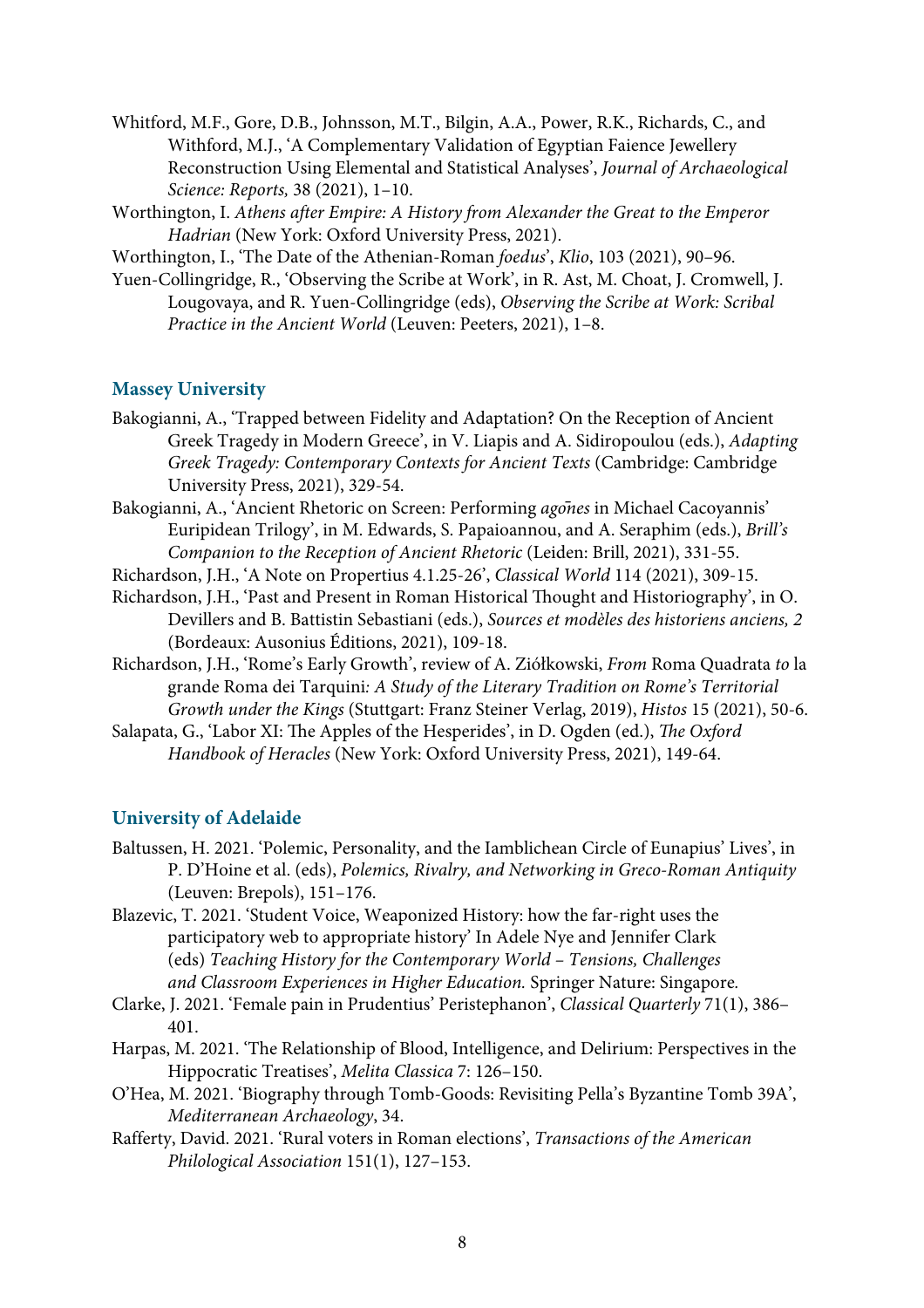Whitford, M.F., Gore, D.B., Johnsson, M.T., Bilgin, A.A., Power, R.K., Richards, C., and Withford, M.J., 'A Complementary Validation of Egyptian Faience Jewellery Reconstruction Using Elemental and Statistical Analyses', *Journal of Archaeological Science: Reports,* 38 (2021), 1–10.

Worthington, I. *Athens after Empire: A History from Alexander the Great to the Emperor Hadrian* (New York: Oxford University Press, 2021).

Worthington, I., 'The Date of the Athenian-Roman *foedus*', *Klio*, 103 (2021), 90–96.

Yuen-Collingridge, R., 'Observing the Scribe at Work', in R. Ast, M. Choat, J. Cromwell, J. Lougovaya, and R. Yuen-Collingridge (eds), *Observing the Scribe at Work: Scribal Practice in the Ancient World* (Leuven: Peeters, 2021), 1–8.

## Massey University

Bakogianni, A., 'Trapped between Fidelity and Adaptation? On the Reception of Ancient Greek Tragedy in Modern Greece', in V. Liapis and A. Sidiropoulou (eds.), *Adapting Greek Tragedy: Contemporary Contexts for Ancient Texts* (Cambridge: Cambridge University Press, 2021), 329-54.

Bakogianni, A., 'Ancient Rhetoric on Screen: Performing *agōnes* in Michael Cacoyannis' Euripidean Trilogy', in M. Edwards, S. Papaioannou, and A. Seraphim (eds.), *Brill's Companion to the Reception of Ancient Rhetoric* (Leiden: Brill, 2021), 331-55.

Richardson, J.H., 'A Note on Propertius 4.1.25-26', *Classical World* 114 (2021), 309-15.

Richardson, J.H., 'Past and Present in Roman Historical Thought and Historiography', in O. Devillers and B. Battistin Sebastiani (eds.), *Sources et modèles des historiens anciens, 2* (Bordeaux: Ausonius Éditions, 2021), 109-18.

Richardson, J.H., 'Rome's Early Growth', review of A. Ziółkowski, *From* Roma Quadrata *to* la grande Roma dei Tarquini*: A Study of the Literary Tradition on Rome's Territorial Growth under the Kings* (Stuttgart: Franz Steiner Verlag, 2019), *Histos* 15 (2021), 50-6.

Salapata, G., 'Labor XI: The Apples of the Hesperides', in D. Ogden (ed.), *The Oxford Handbook of Heracles* (New York: Oxford University Press, 2021), 149-64.

## University of Adelaide

Baltussen, H. 2021. 'Polemic, Personality, and the Iamblichean Circle of Eunapius' Lives', in P. D'Hoine et al. (eds), *Polemics, Rivalry, and Networking in Greco-Roman Antiquity* (Leuven: Brepols), 151–176.

Blazevic, T. 2021. 'Student Voice, Weaponized History: how the far-right uses the participatory web to appropriate history' In Adele Nye and Jennifer Clark (eds) *Teaching History for the Contemporary World – Tensions, Challenges and Classroom Experiences in Higher Education.* Springer Nature: Singapore.

Clarke, J. 2021. 'Female pain in Prudentius' Peristephanon', *Classical Quarterly* 71(1), 386–401.

Harpas, M. 2021. 'The Relationship of Blood, Intelligence, and Delirium: Perspectives in the Hippocratic Treatises', *Melita Classica* 7: 126–150.

O'Hea, M. 2021. 'Biography through Tomb-Goods: Revisiting Pella's Byzantine Tomb 39A', *Mediterranean Archaeology*, 34.

Rafferty, David. 2021. 'Rural voters in Roman elections', *Transactions of the American Philological Association* 151(1), 127–153.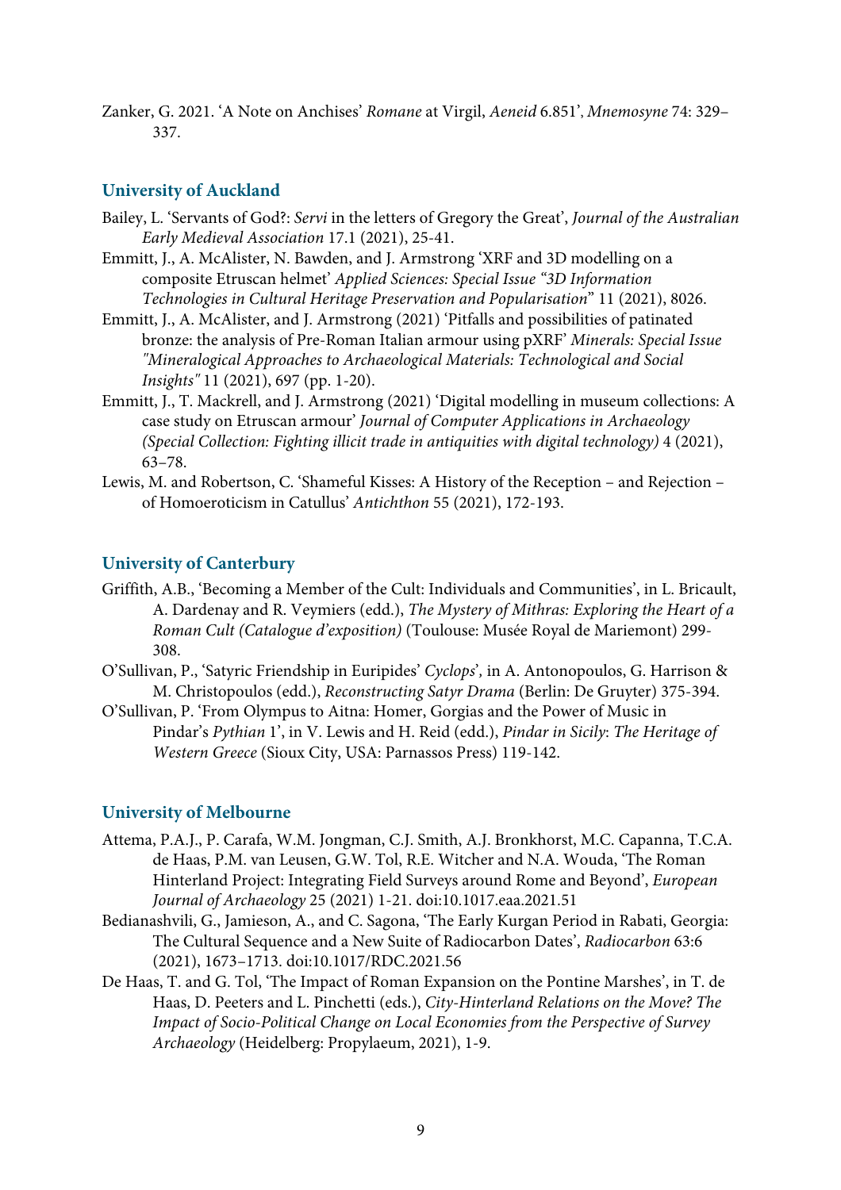Zanker, G. 2021. 'A Note on Anchises' *Romane* at Virgil, *Aeneid* 6.851', *Mnemosyne* 74: 329–337.

### University of Auckland

Bailey, L. 'Servants of God?: *Servi* in the letters of Gregory the Great', *Journal of the Australian Early Medieval Association* 17.1 (2021), 25-41.

Emmitt, J., A. McAlister, N. Bawden, and J. Armstrong 'XRF and 3D modelling on a composite Etruscan helmet' *Applied Sciences: Special Issue "3D Information Technologies in Cultural Heritage Preservation and Popularisation*" 11 (2021), 8026.

Emmitt, J., A. McAlister, and J. Armstrong (2021) 'Pitfalls and possibilities of patinated bronze: the analysis of Pre-Roman Italian armour using pXRF' *Minerals: Special Issue "Mineralogical Approaches to Archaeological Materials: Technological and Social Insights"* 11 (2021), 697 (pp. 1-20).

Emmitt, J., T. Mackrell, and J. Armstrong (2021) 'Digital modelling in museum collections: A case study on Etruscan armour' *Journal of Computer Applications in Archaeology (Special Collection: Fighting illicit trade in antiquities with digital technology)* 4 (2021), 63–78.

Lewis, M. and Robertson, C. 'Shameful Kisses: A History of the Reception – and Rejection – of Homoeroticism in Catullus' *Antichthon* 55 (2021), 172-193.

### University of Canterbury

Griffith, A.B., 'Becoming a Member of the Cult: Individuals and Communities', in L. Bricault, A. Dardenay and R. Veymiers (edd.), *The Mystery of Mithras: Exploring the Heart of a Roman Cult (Catalogue d'exposition)* (Toulouse: Musée Royal de Mariemont) 299-308.

O'Sullivan, P., 'Satyric Friendship in Euripides' *Cyclops*', in A. Antonopoulos, G. Harrison & M. Christopoulos (edd.), *Reconstructing Satyr Drama* (Berlin: De Gruyter) 375-394.

O'Sullivan, P. 'From Olympus to Aitna: Homer, Gorgias and the Power of Music in Pindar's *Pythian* 1', in V. Lewis and H. Reid (edd.), *Pindar in Sicily*: *The Heritage of Western Greece* (Sioux City, USA: Parnassos Press) 119-142.

### University of Melbourne

Attema, P.A.J., P. Carafa, W.M. Jongman, C.J. Smith, A.J. Bronkhorst, M.C. Capanna, T.C.A. de Haas, P.M. van Leusen, G.W. Tol, R.E. Witcher and N.A. Wouda, 'The Roman Hinterland Project: Integrating Field Surveys around Rome and Beyond', *European Journal of Archaeology* 25 (2021) 1-21. doi:10.1017.eaa.2021.51

Bedianashvili, G., Jamieson, A., and C. Sagona, 'The Early Kurgan Period in Rabati, Georgia: The Cultural Sequence and a New Suite of Radiocarbon Dates', *Radiocarbon* 63:6 (2021), 1673–1713. doi:10.1017/RDC.2021.56

De Haas, T. and G. Tol, 'The Impact of Roman Expansion on the Pontine Marshes', in T. de Haas, D. Peeters and L. Pinchetti (eds.), *City-Hinterland Relations on the Move? The Impact of Socio-Political Change on Local Economies from the Perspective of Survey Archaeology* (Heidelberg: Propylaeum, 2021), 1-9.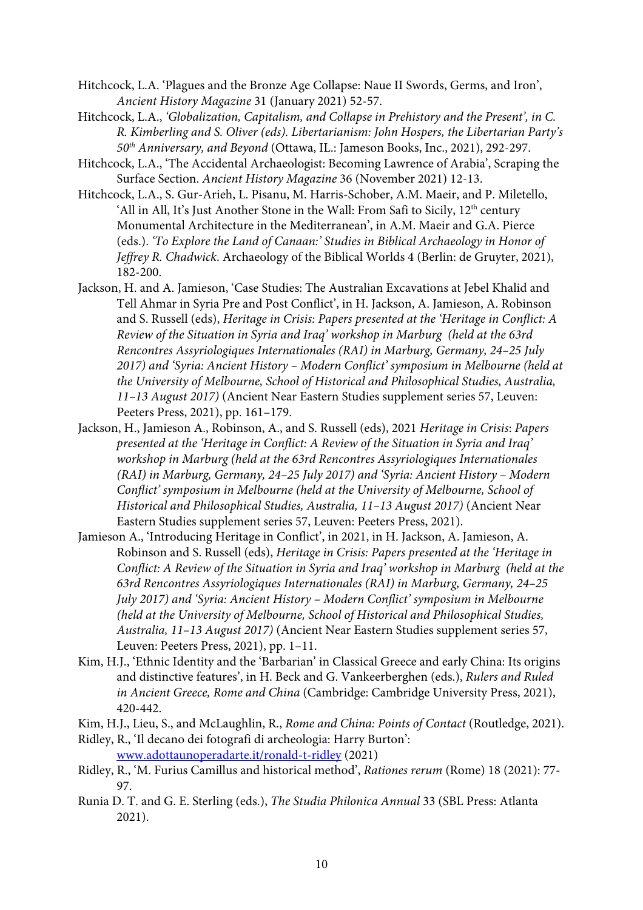Hitchcock, L.A. 'Plagues and the Bronze Age Collapse: Naue II Swords, Germs, and Iron', *Ancient History Magazine* 31 (January 2021) 52-57.

Hitchcock, L.A., *'Globalization, Capitalism, and Collapse in Prehistory and the Present', in C. R. Kimberling and S. Oliver (eds). Libertarianism: John Hospers, the Libertarian Party's 50th Anniversary, and Beyond* (Ottawa, IL.: Jameson Books, Inc., 2021), 292-297.

Hitchcock, L.A., 'The Accidental Archaeologist: Becoming Lawrence of Arabia', Scraping the Surface Section. *Ancient History Magazine* 36 (November 2021) 12-13.

Hitchcock, L.A., S. Gur-Arieh, L. Pisanu, M. Harris-Schober, A.M. Maeir, and P. Miletello, 'All in All, It's Just Another Stone in the Wall: From Safi to Sicily, 12th century Monumental Architecture in the Mediterranean', in A.M. Maeir and G.A. Pierce (eds.). *'To Explore the Land of Canaan:' Studies in Biblical Archaeology in Honor of Jeffrey R. Chadwick*. Archaeology of the Biblical Worlds 4 (Berlin: de Gruyter, 2021), 182-200.

Jackson, H. and A. Jamieson, 'Case Studies: The Australian Excavations at Jebel Khalid and Tell Ahmar in Syria Pre and Post Conflict', in H. Jackson, A. Jamieson, A. Robinson and S. Russell (eds), *Heritage in Crisis: Papers presented at the 'Heritage in Conflict: A Review of the Situation in Syria and Iraq' workshop in Marburg (held at the 63rd Rencontres Assyriologiques Internationales (RAI) in Marburg, Germany, 24–25 July 2017) and 'Syria: Ancient History – Modern Conflict' symposium in Melbourne (held at the University of Melbourne, School of Historical and Philosophical Studies, Australia, 11–13 August 2017)* (Ancient Near Eastern Studies supplement series 57, Leuven: Peeters Press, 2021), pp. 161–179.

Jackson, H., Jamieson A., Robinson, A., and S. Russell (eds), 2021 *Heritage in Crisis: Papers presented at the 'Heritage in Conflict: A Review of the Situation in Syria and Iraq' workshop in Marburg (held at the 63rd Rencontres Assyriologiques Internationales (RAI) in Marburg, Germany, 24–25 July 2017) and 'Syria: Ancient History – Modern Conflict' symposium in Melbourne (held at the University of Melbourne, School of Historical and Philosophical Studies, Australia, 11–13 August 2017)* (Ancient Near Eastern Studies supplement series 57, Leuven: Peeters Press, 2021).

Jamieson A., 'Introducing Heritage in Conflict', in 2021, in H. Jackson, A. Jamieson, A. Robinson and S. Russell (eds), *Heritage in Crisis: Papers presented at the 'Heritage in Conflict: A Review of the Situation in Syria and Iraq' workshop in Marburg (held at the 63rd Rencontres Assyriologiques Internationales (RAI) in Marburg, Germany, 24–25 July 2017) and 'Syria: Ancient History – Modern Conflict' symposium in Melbourne (held at the University of Melbourne, School of Historical and Philosophical Studies, Australia, 11–13 August 2017)* (Ancient Near Eastern Studies supplement series 57, Leuven: Peeters Press, 2021), pp. 1–11.

Kim, H.J., 'Ethnic Identity and the 'Barbarian' in Classical Greece and early China: Its origins and distinctive features', in H. Beck and G. Vankeerberghen (eds.), *Rulers and Ruled in Ancient Greece, Rome and China* (Cambridge: Cambridge University Press, 2021), 420-442.

Kim, H.J., Lieu, S., and McLaughlin, R., *Rome and China: Points of Contact* (Routledge, 2021).

Ridley, R., 'Il decano dei fotografi di archeologia: Harry Burton': [www.adottaunoperadarte.it/ronald-t-ridley](http://www.adottaunoperadarte.it/ronald-t-ridley) (2021)

Ridley, R., 'M. Furius Camillus and historical method', *Rationes rerum* (Rome) 18 (2021): 77-97.

Runia D. T. and G. E. Sterling (eds.), *The Studia Philonica Annual* 33 (SBL Press: Atlanta 2021).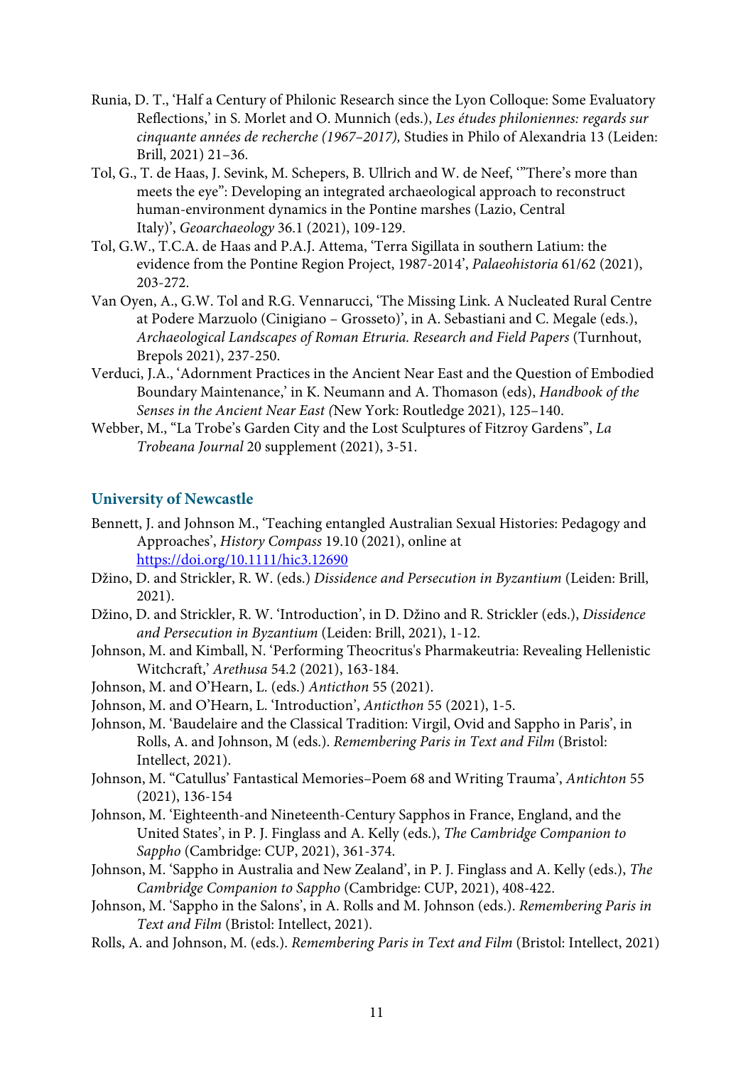Runia, D. T., ‘Half a Century of Philonic Research since the Lyon Colloque: Some Evaluatory Reflections,’ in S. Morlet and O. Munnich (eds.), *Les études philoniennes: regards sur cinquante années de recherche (1967–2017),* Studies in Philo of Alexandria 13 (Leiden: Brill, 2021) 21–36.

Tol, G., T. de Haas, J. Sevink, M. Schepers, B. Ullrich and W. de Neef, ‘”There’s more than meets the eye”: Developing an integrated archaeological approach to reconstruct human-environment dynamics in the Pontine marshes (Lazio, Central Italy)’, *Geoarchaeology* 36.1 (2021), 109-129.

Tol, G.W., T.C.A. de Haas and P.A.J. Attema, ‘Terra Sigillata in southern Latium: the evidence from the Pontine Region Project, 1987-2014’, *Palaeohistoria* 61/62 (2021), 203-272.

Van Oyen, A., G.W. Tol and R.G. Vennarucci, ‘The Missing Link. A Nucleated Rural Centre at Podere Marzuolo (Cinigiano – Grosseto)’, in A. Sebastiani and C. Megale (eds.), *Archaeological Landscapes of Roman Etruria. Research and Field Papers* (Turnhout, Brepols 2021), 237-250.

Verduci, J.A., ‘Adornment Practices in the Ancient Near East and the Question of Embodied Boundary Maintenance,’ in K. Neumann and A. Thomason (eds), *Handbook of the Senses in the Ancient Near East (*New York: Routledge 2021), 125–140.

Webber, M., “La Trobe’s Garden City and the Lost Sculptures of Fitzroy Gardens”, *La Trobeana Journal* 20 supplement (2021), 3-51.

## University of Newcastle

Bennett, J. and Johnson M., ‘Teaching entangled Australian Sexual Histories: Pedagogy and Approaches’, *History Compass* 19.10 (2021), online at https://doi.org/10.1111/hic3.12690

Džino, D. and Strickler, R. W. (eds.) *Dissidence and Persecution in Byzantium* (Leiden: Brill, 2021).

Džino, D. and Strickler, R. W. ‘Introduction’, in D. Džino and R. Strickler (eds.), *Dissidence and Persecution in Byzantium* (Leiden: Brill, 2021), 1-12.

Johnson, M. and Kimball, N. ‘Performing Theocritus's Pharmakeutria: Revealing Hellenistic Witchcraft,’ *Arethusa* 54.2 (2021), 163-184.

Johnson, M. and O’Hearn, L. (eds.) *Anticthon* 55 (2021).

Johnson, M. and O’Hearn, L. ‘Introduction’, *Anticthon* 55 (2021), 1-5.

Johnson, M. ‘Baudelaire and the Classical Tradition: Virgil, Ovid and Sappho in Paris’, in Rolls, A. and Johnson, M (eds.). *Remembering Paris in Text and Film* (Bristol: Intellect, 2021).

Johnson, M. “Catullus’ Fantastical Memories–Poem 68 and Writing Trauma’, *Antichton* 55 (2021), 136-154

Johnson, M. ‘Eighteenth-and Nineteenth-Century Sapphos in France, England, and the United States’, in P. J. Finglass and A. Kelly (eds.), *The Cambridge Companion to Sappho* (Cambridge: CUP, 2021), 361-374.

Johnson, M. ‘Sappho in Australia and New Zealand’, in P. J. Finglass and A. Kelly (eds.), *The Cambridge Companion to Sappho* (Cambridge: CUP, 2021), 408-422.

Johnson, M. ‘Sappho in the Salons’, in A. Rolls and M. Johnson (eds.). *Remembering Paris in Text and Film* (Bristol: Intellect, 2021).

Rolls, A. and Johnson, M. (eds.). *Remembering Paris in Text and Film* (Bristol: Intellect, 2021)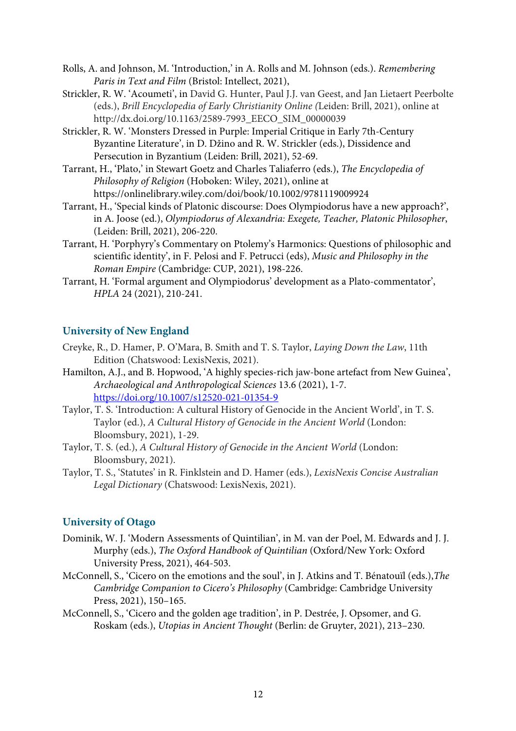Rolls, A. and Johnson, M. 'Introduction,' in A. Rolls and M. Johnson (eds.). *Remembering Paris in Text and Film* (Bristol: Intellect, 2021),

Strickler, R. W. 'Acoumeti', in David G. Hunter, Paul J.J. van Geest, and Jan Lietaert Peerbolte (eds.), *Brill Encyclopedia of Early Christianity Online (*Leiden: Brill, 2021), online at http://dx.doi.org/10.1163/2589-7993_EECO_SIM_00000039

Strickler, R. W. 'Monsters Dressed in Purple: Imperial Critique in Early 7th-Century Byzantine Literature', in D. Džino and R. W. Strickler (eds.), Dissidence and Persecution in Byzantium (Leiden: Brill, 2021), 52-69.

Tarrant, H., 'Plato,' in Stewart Goetz and Charles Taliaferro (eds.), *The Encyclopedia of Philosophy of Religion* (Hoboken: Wiley, 2021), online at https://onlinelibrary.wiley.com/doi/book/10.1002/9781119009924

Tarrant, H., 'Special kinds of Platonic discourse: Does Olympiodorus have a new approach?', in A. Joose (ed.), *Olympiodorus of Alexandria: Exegete, Teacher, Platonic Philosopher*, (Leiden: Brill, 2021), 206-220.

Tarrant, H. 'Porphyry's Commentary on Ptolemy's Harmonics: Questions of philosophic and scientific identity', in F. Pelosi and F. Petrucci (eds), *Music and Philosophy in the Roman Empire* (Cambridge: CUP, 2021), 198-226.

Tarrant, H. 'Formal argument and Olympiodorus' development as a Plato-commentator', *HPLA* 24 (2021), 210-241.

## University of New England

Creyke, R., D. Hamer, P. O'Mara, B. Smith and T. S. Taylor, *Laying Down the Law*, 11th Edition (Chatswood: LexisNexis, 2021).

Hamilton, A.J., and B. Hopwood, 'A highly species-rich jaw-bone artefact from New Guinea', *Archaeological and Anthropological Sciences* 13.6 (2021), 1-7. https://doi.org/10.1007/s12520-021-01354-9

Taylor, T. S. 'Introduction: A cultural History of Genocide in the Ancient World', in T. S. Taylor (ed.), *A Cultural History of Genocide in the Ancient World* (London: Bloomsbury, 2021), 1-29.

Taylor, T. S. (ed.), *A Cultural History of Genocide in the Ancient World* (London: Bloomsbury, 2021).

Taylor, T. S., 'Statutes' in R. Finklstein and D. Hamer (eds.), *LexisNexis Concise Australian Legal Dictionary* (Chatswood: LexisNexis, 2021).

## University of Otago

Dominik, W. J. 'Modern Assessments of Quintilian', in M. van der Poel, M. Edwards and J. J. Murphy (eds.), *The Oxford Handbook of Quintilian* (Oxford/New York: Oxford University Press, 2021), 464-503.

McConnell, S., 'Cicero on the emotions and the soul', in J. Atkins and T. Bénatouïl (eds.),*The Cambridge Companion to Cicero's Philosophy* (Cambridge: Cambridge University Press, 2021), 150–165.

McConnell, S., 'Cicero and the golden age tradition', in P. Destrée, J. Opsomer, and G. Roskam (eds.), *Utopias in Ancient Thought* (Berlin: de Gruyter, 2021), 213–230.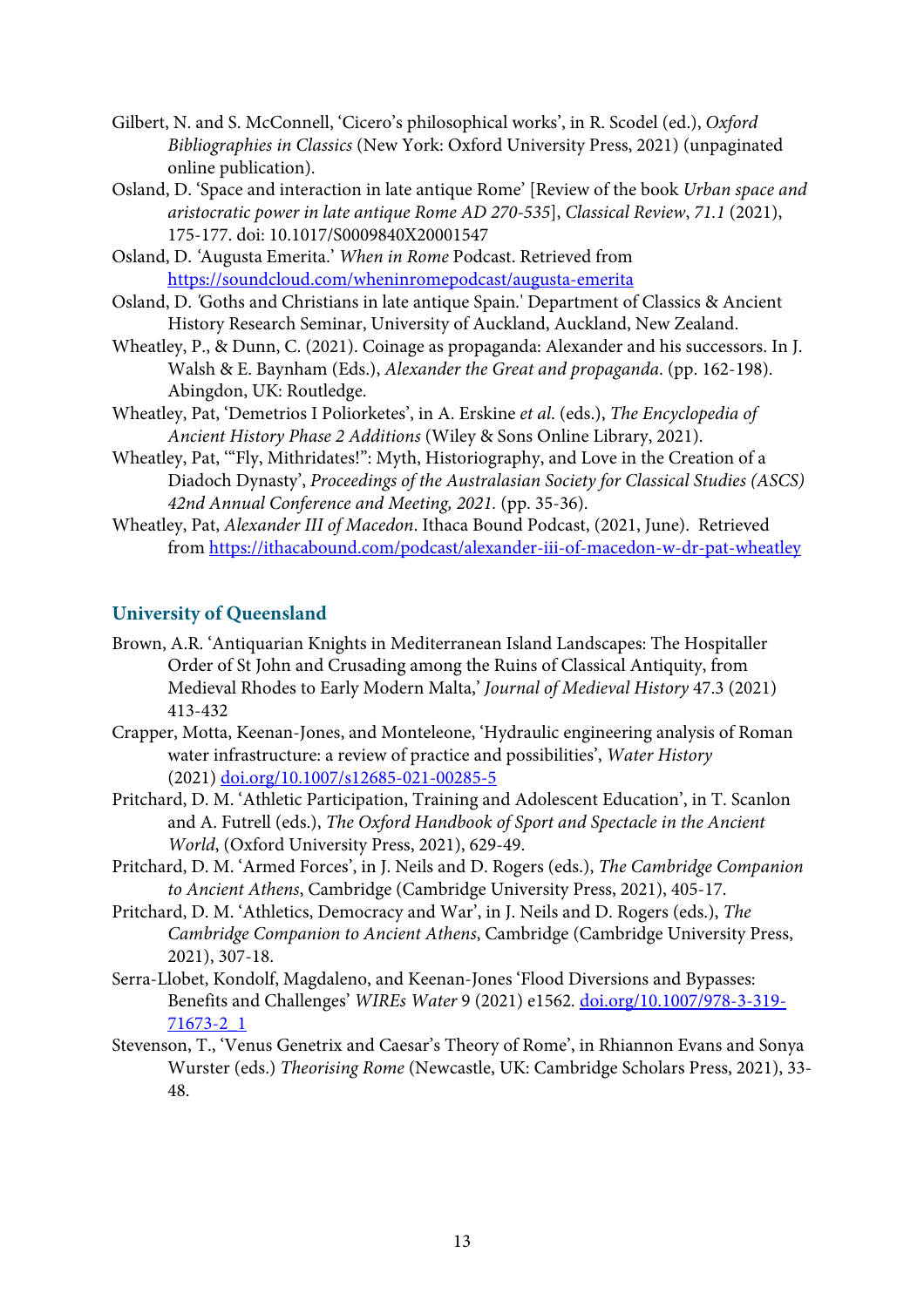Gilbert, N. and S. McConnell, 'Cicero's philosophical works', in R. Scodel (ed.), *Oxford Bibliographies in Classics* (New York: Oxford University Press, 2021) (unpaginated online publication).

Osland, D. 'Space and interaction in late antique Rome' [Review of the book *Urban space and aristocratic power in late antique Rome AD 270-535*], *Classical Review*, *71.1* (2021), 175-177. doi: 10.1017/S0009840X20001547

Osland, D. 'Augusta Emerita.' *When in Rome* Podcast. Retrieved from https://soundcloud.com/wheninromepodcast/augusta-emerita

Osland, D. 'Goths and Christians in late antique Spain.' Department of Classics & Ancient History Research Seminar, University of Auckland, Auckland, New Zealand.

Wheatley, P., & Dunn, C. (2021). Coinage as propaganda: Alexander and his successors. In J. Walsh & E. Baynham (Eds.), *Alexander the Great and propaganda*. (pp. 162-198). Abingdon, UK: Routledge.

Wheatley, Pat, 'Demetrios I Poliorketes', in A. Erskine *et al.* (eds.), *The Encyclopedia of Ancient History Phase 2 Additions* (Wiley & Sons Online Library, 2021).

Wheatley, Pat, '"Fly, Mithridates!": Myth, Historiography, and Love in the Creation of a Diadoch Dynasty', *Proceedings of the Australasian Society for Classical Studies (ASCS) 42nd Annual Conference and Meeting, 2021.* (pp. 35-36).

Wheatley, Pat, *Alexander III of Macedon*. Ithaca Bound Podcast, (2021, June). Retrieved from https://ithacabound.com/podcast/alexander-iii-of-macedon-w-dr-pat-wheatley

## University of Queensland

Brown, A.R. 'Antiquarian Knights in Mediterranean Island Landscapes: The Hospitaller Order of St John and Crusading among the Ruins of Classical Antiquity, from Medieval Rhodes to Early Modern Malta,' *Journal of Medieval History* 47.3 (2021) 413-432

Crapper, Motta, Keenan-Jones, and Monteleone, 'Hydraulic engineering analysis of Roman water infrastructure: a review of practice and possibilities', *Water History* (2021) doi.org/10.1007/s12685-021-00285-5

Pritchard, D. M. 'Athletic Participation, Training and Adolescent Education', in T. Scanlon and A. Futrell (eds.), *The Oxford Handbook of Sport and Spectacle in the Ancient World*, (Oxford University Press, 2021), 629-49.

Pritchard, D. M. 'Armed Forces', in J. Neils and D. Rogers (eds.), *The Cambridge Companion to Ancient Athens*, Cambridge (Cambridge University Press, 2021), 405-17.

Pritchard, D. M. 'Athletics, Democracy and War', in J. Neils and D. Rogers (eds.), *The Cambridge Companion to Ancient Athens*, Cambridge (Cambridge University Press, 2021), 307-18.

Serra-Llobet, Kondolf, Magdaleno, and Keenan-Jones 'Flood Diversions and Bypasses: Benefits and Challenges' *WIREs Water* 9 (2021) e1562. doi.org/10.1007/978-3-319-71673-2_1

Stevenson, T., 'Venus Genetrix and Caesar's Theory of Rome', in Rhiannon Evans and Sonya Wurster (eds.) *Theorising Rome* (Newcastle, UK: Cambridge Scholars Press, 2021), 33-48.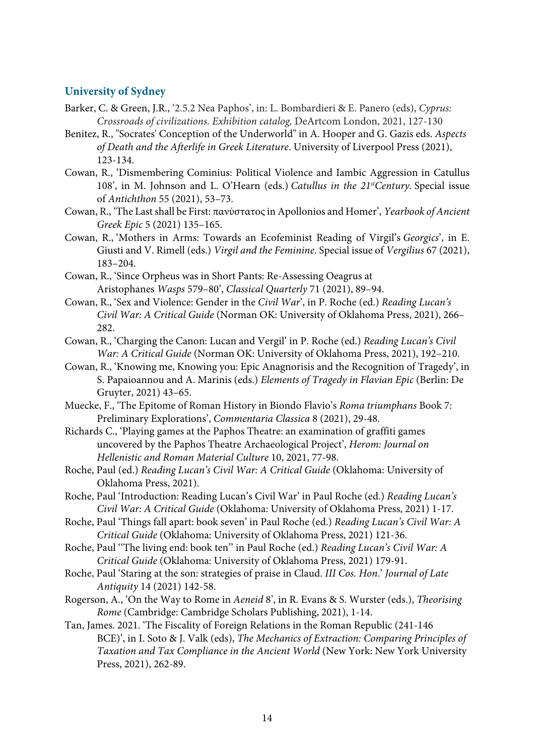### University of Sydney

Barker, C. & Green, J.R., '2.5.2 Nea Paphos', in: L. Bombardieri & E. Panero (eds), *Cyprus: Crossroads of civilizations. Exhibition catalog,* DeArtcom London, 2021, 127-130

Benitez, R., "Socrates' Conception of the Underworld" in A. Hooper and G. Gazis eds. *Aspects of Death and the Afterlife in Greek Literature*. University of Liverpool Press (2021), 123-134.

Cowan, R., 'Dismembering Cominius: Political Violence and Iambic Aggression in Catullus 108', in M. Johnson and L. O'Hearn (eds.) *Catullus in the 21st Century*. Special issue of *Antichthon* 55 (2021), 53–73.

Cowan, R., 'The Last shall be First: πανύστατος in Apollonios and Homer', *Yearbook of Ancient Greek Epic* 5 (2021) 135–165.

Cowan, R., 'Mothers in Arms: Towards an Ecofeminist Reading of Virgil's *Georgics*', in E. Giusti and V. Rimell (eds.) *Virgil and the Feminine*. Special issue of *Vergilius* 67 (2021), 183–204.

Cowan, R., 'Since Orpheus was in Short Pants: Re-Assessing Oeagrus at Aristophanes *Wasps* 579–80', *Classical Quarterly* 71 (2021), 89–94.

Cowan, R., 'Sex and Violence: Gender in the *Civil War*', in P. Roche (ed.) *Reading Lucan's Civil War: A Critical Guide* (Norman OK: University of Oklahoma Press, 2021), 266–282.

Cowan, R., 'Charging the Canon: Lucan and Vergil' in P. Roche (ed.) *Reading Lucan's Civil War: A Critical Guide* (Norman OK: University of Oklahoma Press, 2021), 192–210.

Cowan, R., 'Knowing me, Knowing you: Epic Anagnorisis and the Recognition of Tragedy', in S. Papaioannou and A. Marinis (eds.) *Elements of Tragedy in Flavian Epic* (Berlin: De Gruyter, 2021) 43–65.

Muecke, F., 'The Epitome of Roman History in Biondo Flavio's *Roma triumphans* Book 7: Preliminary Explorations', *Commentaria Classica* 8 (2021), 29-48.

Richards C., 'Playing games at the Paphos Theatre: an examination of graffiti games uncovered by the Paphos Theatre Archaeological Project', *Herom: Journal on Hellenistic and Roman Material Culture* 10, 2021, 77-98.

Roche, Paul (ed.) *Reading Lucan's Civil War: A Critical Guide* (Oklahoma: University of Oklahoma Press, 2021).

Roche, Paul 'Introduction: Reading Lucan's Civil War' in Paul Roche (ed.) *Reading Lucan's Civil War: A Critical Guide* (Oklahoma: University of Oklahoma Press, 2021) 1-17.

Roche, Paul 'Things fall apart: book seven' in Paul Roche (ed.) *Reading Lucan's Civil War: A Critical Guide* (Oklahoma: University of Oklahoma Press, 2021) 121-36.

Roche, Paul ''The living end: book ten'' in Paul Roche (ed.) *Reading Lucan's Civil War: A Critical Guide* (Oklahoma: University of Oklahoma Press, 2021) 179-91.

Roche, Paul 'Staring at the son: strategies of praise in Claud. *III Cos. Hon.*' *Journal of Late Antiquity* 14 (2021) 142-58.

Rogerson, A., 'On the Way to Rome in *Aeneid* 8', in R. Evans & S. Wurster (eds.), *Theorising Rome* (Cambridge: Cambridge Scholars Publishing, 2021), 1-14.

Tan, James. 2021. 'The Fiscality of Foreign Relations in the Roman Republic (241-146 BCE)', in I. Soto & J. Valk (eds), *The Mechanics of Extraction: Comparing Principles of Taxation and Tax Compliance in the Ancient World* (New York: New York University Press, 2021), 262-89.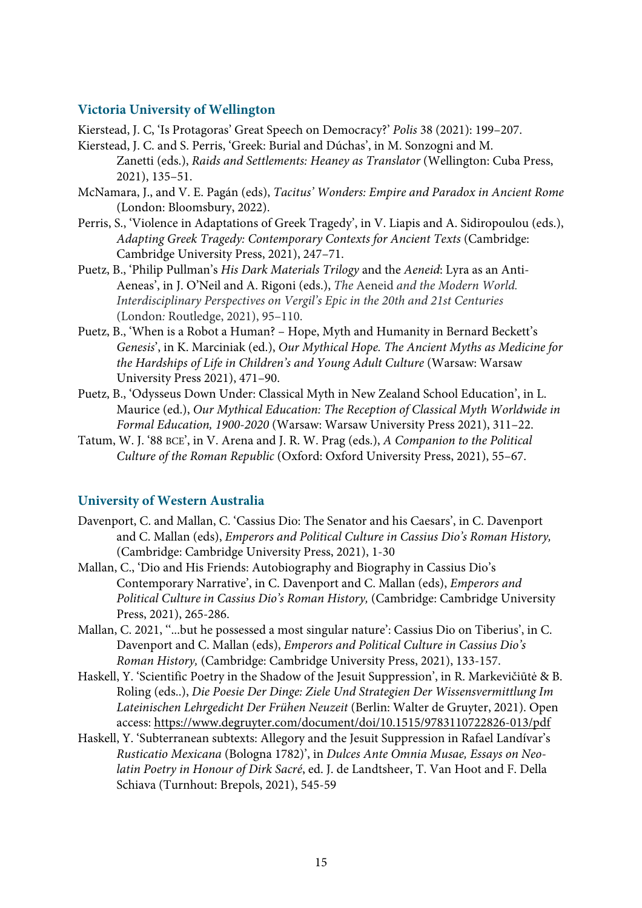## Victoria University of Wellington

Kierstead, J. C, 'Is Protagoras' Great Speech on Democracy?' *Polis* 38 (2021): 199–207.

Kierstead, J. C. and S. Perris, 'Greek: Burial and Dúchas', in M. Sonzogni and M. Zanetti (eds.), *Raids and Settlements: Heaney as Translator* (Wellington: Cuba Press, 2021), 135–51.

McNamara, J., and V. E. Pagán (eds), *Tacitus' Wonders: Empire and Paradox in Ancient Rome* (London: Bloomsbury, 2022).

Perris, S., 'Violence in Adaptations of Greek Tragedy', in V. Liapis and A. Sidiropoulou (eds.), *Adapting Greek Tragedy: Contemporary Contexts for Ancient Texts* (Cambridge: Cambridge University Press, 2021), 247–71.

Puetz, B., 'Philip Pullman's *His Dark Materials Trilogy* and the *Aeneid*: Lyra as an Anti-Aeneas', in J. O'Neil and A. Rigoni (eds.), *The* Aeneid *and the Modern World. Interdisciplinary Perspectives on Vergil's Epic in the 20th and 21st Centuries* (London: Routledge, 2021), 95–110.

Puetz, B., 'When is a Robot a Human? – Hope, Myth and Humanity in Bernard Beckett's *Genesis*', in K. Marciniak (ed.), *Our Mythical Hope. The Ancient Myths as Medicine for the Hardships of Life in Children's and Young Adult Culture* (Warsaw: Warsaw University Press 2021), 471–90.

Puetz, B., 'Odysseus Down Under: Classical Myth in New Zealand School Education', in L. Maurice (ed.), *Our Mythical Education: The Reception of Classical Myth Worldwide in Formal Education, 1900-2020* (Warsaw: Warsaw University Press 2021), 311–22.

Tatum, W. J. '88 BCE', in V. Arena and J. R. W. Prag (eds.), *A Companion to the Political Culture of the Roman Republic* (Oxford: Oxford University Press, 2021), 55–67.

## University of Western Australia

Davenport, C. and Mallan, C. 'Cassius Dio: The Senator and his Caesars', in C. Davenport and C. Mallan (eds), *Emperors and Political Culture in Cassius Dio's Roman History,* (Cambridge: Cambridge University Press, 2021), 1-30

Mallan, C., 'Dio and His Friends: Autobiography and Biography in Cassius Dio's Contemporary Narrative', in C. Davenport and C. Mallan (eds), *Emperors and Political Culture in Cassius Dio's Roman History,* (Cambridge: Cambridge University Press, 2021), 265-286.

Mallan, C. 2021, ''...but he possessed a most singular nature': Cassius Dio on Tiberius', in C. Davenport and C. Mallan (eds), *Emperors and Political Culture in Cassius Dio's Roman History,* (Cambridge: Cambridge University Press, 2021), 133-157.

Haskell, Y. 'Scientific Poetry in the Shadow of the Jesuit Suppression', in R. Markevičiūtė & B. Roling (eds..), *Die Poesie Der Dinge: Ziele Und Strategien Der Wissensvermittlung Im Lateinischen Lehrgedicht Der Frühen Neuzeit* (Berlin: Walter de Gruyter, 2021). Open access: https://www.degruyter.com/document/doi/10.1515/9783110722826-013/pdf

Haskell, Y. 'Subterranean subtexts: Allegory and the Jesuit Suppression in Rafael Landívar's *Rusticatio Mexicana* (Bologna 1782)', in *Dulces Ante Omnia Musae, Essays on Neo-latin Poetry in Honour of Dirk Sacré*, ed. J. de Landtsheer, T. Van Hoot and F. Della Schiava (Turnhout: Brepols, 2021), 545-59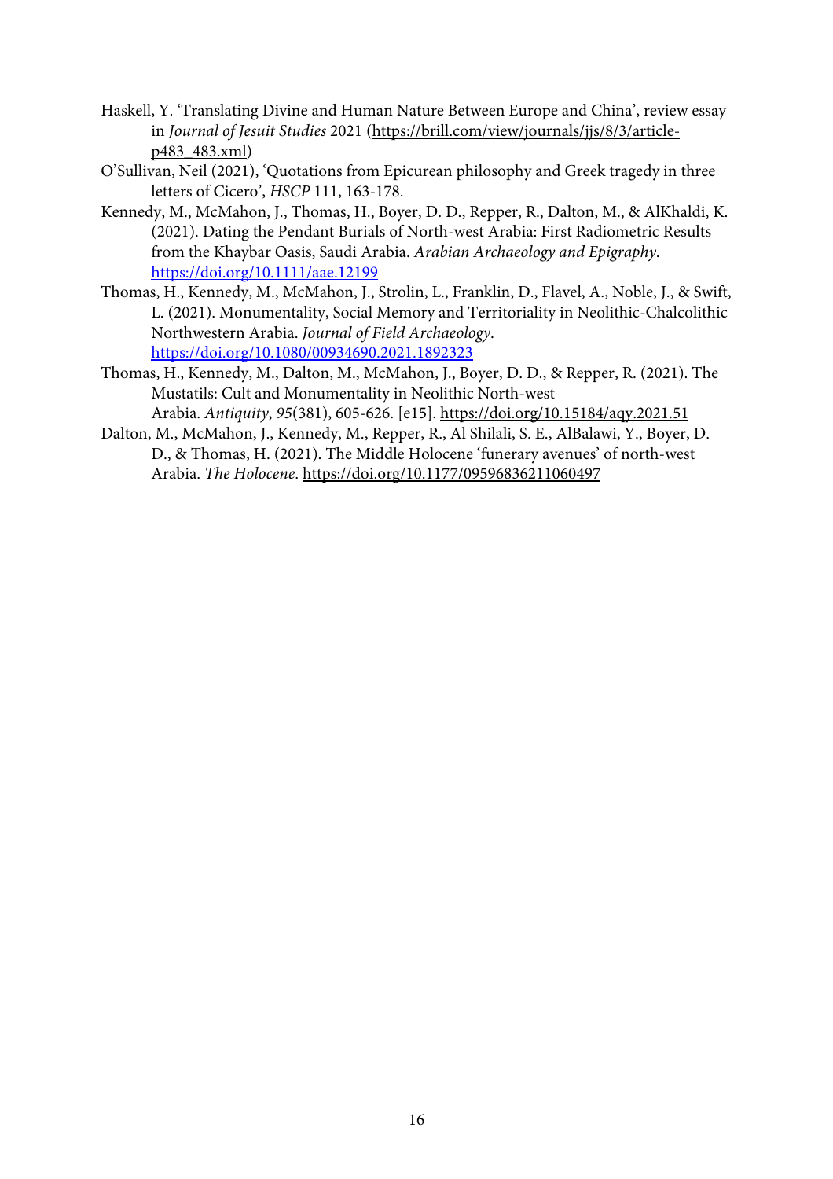Haskell, Y. 'Translating Divine and Human Nature Between Europe and China', review essay in *Journal of Jesuit Studies* 2021 (https://brill.com/view/journals/jjs/8/3/article-p483_483.xml)

O'Sullivan, Neil (2021), 'Quotations from Epicurean philosophy and Greek tragedy in three letters of Cicero', *HSCP* 111, 163-178.

Kennedy, M., McMahon, J., Thomas, H., Boyer, D. D., Repper, R., Dalton, M., & AlKhaldi, K. (2021). Dating the Pendant Burials of North-west Arabia: First Radiometric Results from the Khaybar Oasis, Saudi Arabia. *Arabian Archaeology and Epigraphy*. https://doi.org/10.1111/aae.12199

Thomas, H., Kennedy, M., McMahon, J., Strolin, L., Franklin, D., Flavel, A., Noble, J., & Swift, L. (2021). Monumentality, Social Memory and Territoriality in Neolithic-Chalcolithic Northwestern Arabia. *Journal of Field Archaeology*. https://doi.org/10.1080/00934690.2021.1892323

Thomas, H., Kennedy, M., Dalton, M., McMahon, J., Boyer, D. D., & Repper, R. (2021). The Mustatils: Cult and Monumentality in Neolithic North-west Arabia. *Antiquity*, *95*(381), 605-626. [e15]. https://doi.org/10.15184/aqy.2021.51

Dalton, M., McMahon, J., Kennedy, M., Repper, R., Al Shilali, S. E., AlBalawi, Y., Boyer, D. D., & Thomas, H. (2021). The Middle Holocene 'funerary avenues' of north-west Arabia. *The Holocene*. https://doi.org/10.1177/09596836211060497